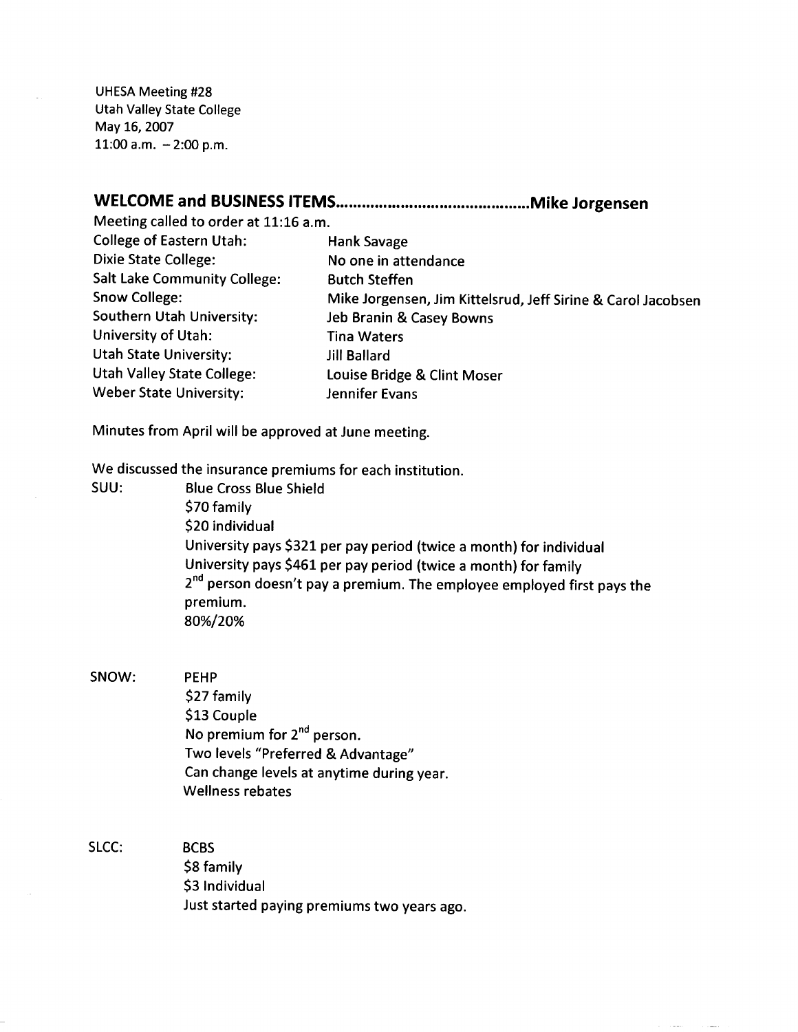UHESA Meeting #28
Utah Valley State College
May 16, 2007
11:00 a.m. – 2:00 p.m.

## WELCOME and BUSINESS ITEMS……………………………………Mike Jorgensen

Meeting called to order at 11:16 a.m.

| | |
|---|---|
| College of Eastern Utah: | Hank Savage |
| Dixie State College: | No one in attendance |
| Salt Lake Community College: | Butch Steffen |
| Snow College: | Mike Jorgensen, Jim Kittelsrud, Jeff Sirine & Carol Jacobsen |
| Southern Utah University: | Jeb Branin & Casey Bowns |
| University of Utah: | Tina Waters |
| Utah State University: | Jill Ballard |
| Utah Valley State College: | Louise Bridge & Clint Moser |
| Weber State University: | Jennifer Evans |

Minutes from April will be approved at June meeting.

We discussed the insurance premiums for each institution.

SUU:
- Blue Cross Blue Shield
- $70 family
- $20 individual
- University pays $321 per pay period (twice a month) for individual
- University pays $461 per pay period (twice a month) for family
- 2nd person doesn't pay a premium. The employee employed first pays the premium.
- 80%/20%

SNOW:
- PEHP
- $27 family
- $13 Couple
- No premium for 2nd person.
- Two levels "Preferred & Advantage"
- Can change levels at anytime during year.
- Wellness rebates

SLCC:
- BCBS
- $8 family
- $3 Individual
- Just started paying premiums two years ago.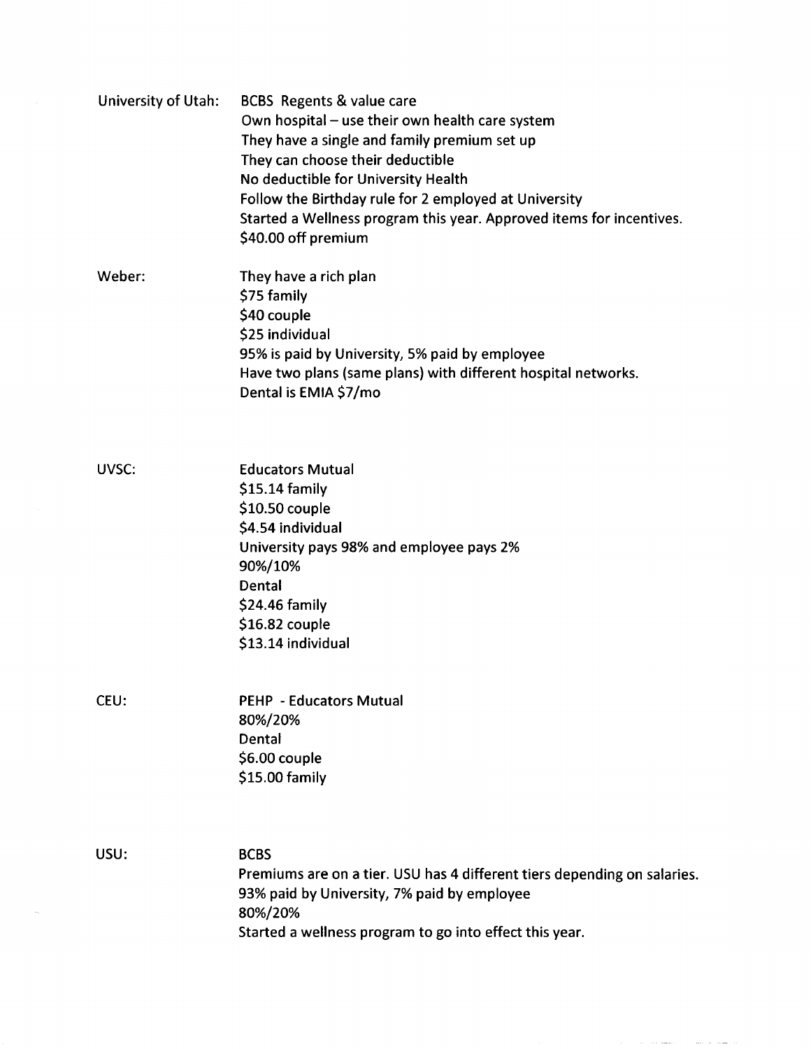**University of Utah:**

BCBS Regents & value care
Own hospital – use their own health care system
They have a single and family premium set up
They can choose their deductible
No deductible for University Health
Follow the Birthday rule for 2 employed at University
Started a Wellness program this year. Approved items for incentives.
$40.00 off premium

**Weber:**

They have a rich plan
$75 family
$40 couple
$25 individual
95% is paid by University, 5% paid by employee
Have two plans (same plans) with different hospital networks.
Dental is EMIA $7/mo

**UVSC:**

Educators Mutual
$15.14 family
$10.50 couple
$4.54 individual
University pays 98% and employee pays 2%
90%/10%
Dental
$24.46 family
$16.82 couple
$13.14 individual

**CEU:**

PEHP - Educators Mutual
80%/20%
Dental
$6.00 couple
$15.00 family

**USU:**

BCBS
Premiums are on a tier. USU has 4 different tiers depending on salaries.
93% paid by University, 7% paid by employee
80%/20%
Started a wellness program to go into effect this year.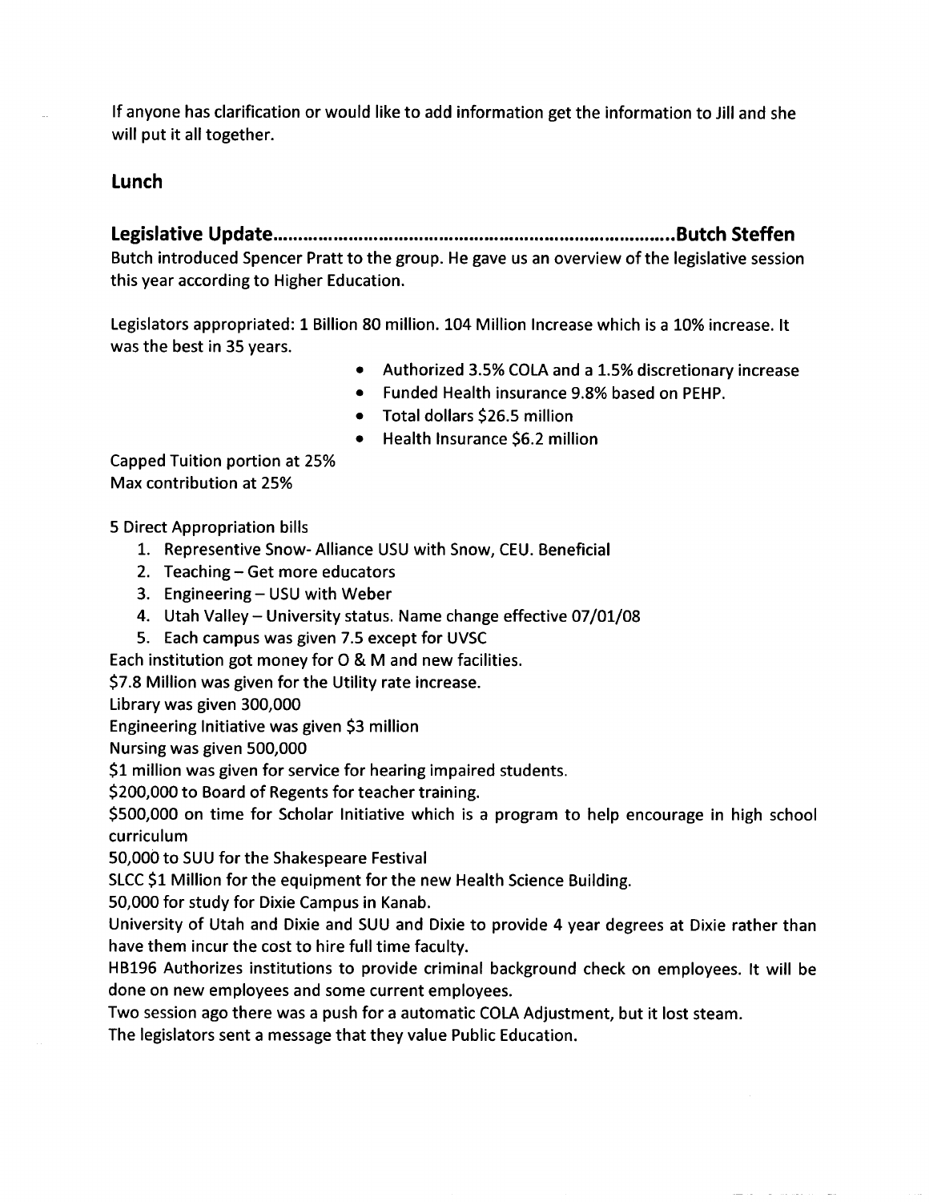If anyone has clarification or would like to add information get the information to Jill and she will put it all together.

## Lunch

## Legislative Update……………………………………………………………………..Butch Steffen

Butch introduced Spencer Pratt to the group. He gave us an overview of the legislative session this year according to Higher Education.

Legislators appropriated: 1 Billion 80 million. 104 Million Increase which is a 10% increase. It was the best in 35 years.

- Authorized 3.5% COLA and a 1.5% discretionary increase
- Funded Health insurance 9.8% based on PEHP.
- Total dollars $26.5 million
- Health Insurance $6.2 million

Capped Tuition portion at 25%
Max contribution at 25%

5 Direct Appropriation bills

1. Representive Snow- Alliance USU with Snow, CEU. Beneficial
2. Teaching – Get more educators
3. Engineering – USU with Weber
4. Utah Valley – University status. Name change effective 07/01/08
5. Each campus was given 7.5 except for UVSC

Each institution got money for O & M and new facilities.
$7.8 Million was given for the Utility rate increase.
Library was given 300,000
Engineering Initiative was given $3 million
Nursing was given 500,000
$1 million was given for service for hearing impaired students.
$200,000 to Board of Regents for teacher training.
$500,000 on time for Scholar Initiative which is a program to help encourage in high school curriculum
50,000 to SUU for the Shakespeare Festival
SLCC $1 Million for the equipment for the new Health Science Building.
50,000 for study for Dixie Campus in Kanab.
University of Utah and Dixie and SUU and Dixie to provide 4 year degrees at Dixie rather than have them incur the cost to hire full time faculty.
HB196 Authorizes institutions to provide criminal background check on employees. It will be done on new employees and some current employees.
Two session ago there was a push for a automatic COLA Adjustment, but it lost steam.
The legislators sent a message that they value Public Education.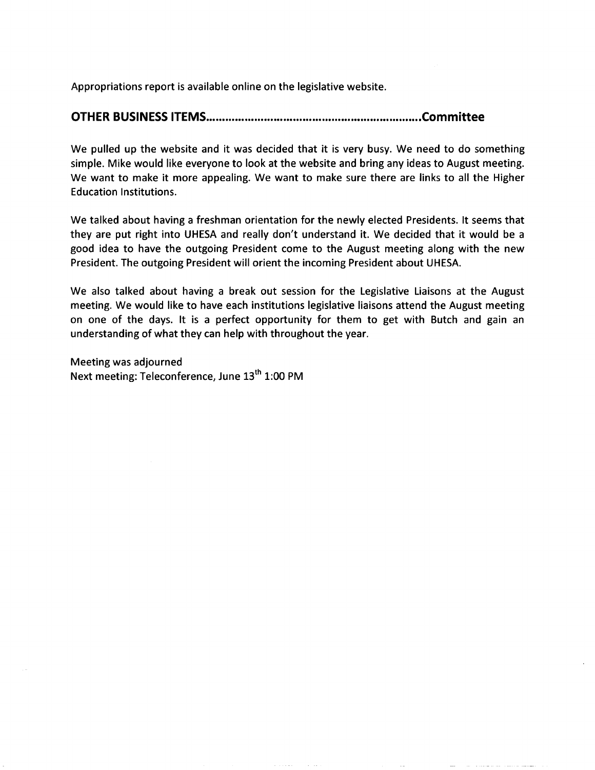Appropriations report is available online on the legislative website.

## OTHER BUSINESS ITEMS………………………………………………………………Committee

We pulled up the website and it was decided that it is very busy. We need to do something simple. Mike would like everyone to look at the website and bring any ideas to August meeting. We want to make it more appealing. We want to make sure there are links to all the Higher Education Institutions.

We talked about having a freshman orientation for the newly elected Presidents. It seems that they are put right into UHESA and really don't understand it. We decided that it would be a good idea to have the outgoing President come to the August meeting along with the new President. The outgoing President will orient the incoming President about UHESA.

We also talked about having a break out session for the Legislative Liaisons at the August meeting. We would like to have each institutions legislative liaisons attend the August meeting on one of the days. It is a perfect opportunity for them to get with Butch and gain an understanding of what they can help with throughout the year.

Meeting was adjourned
Next meeting: Teleconference, June 13th 1:00 PM